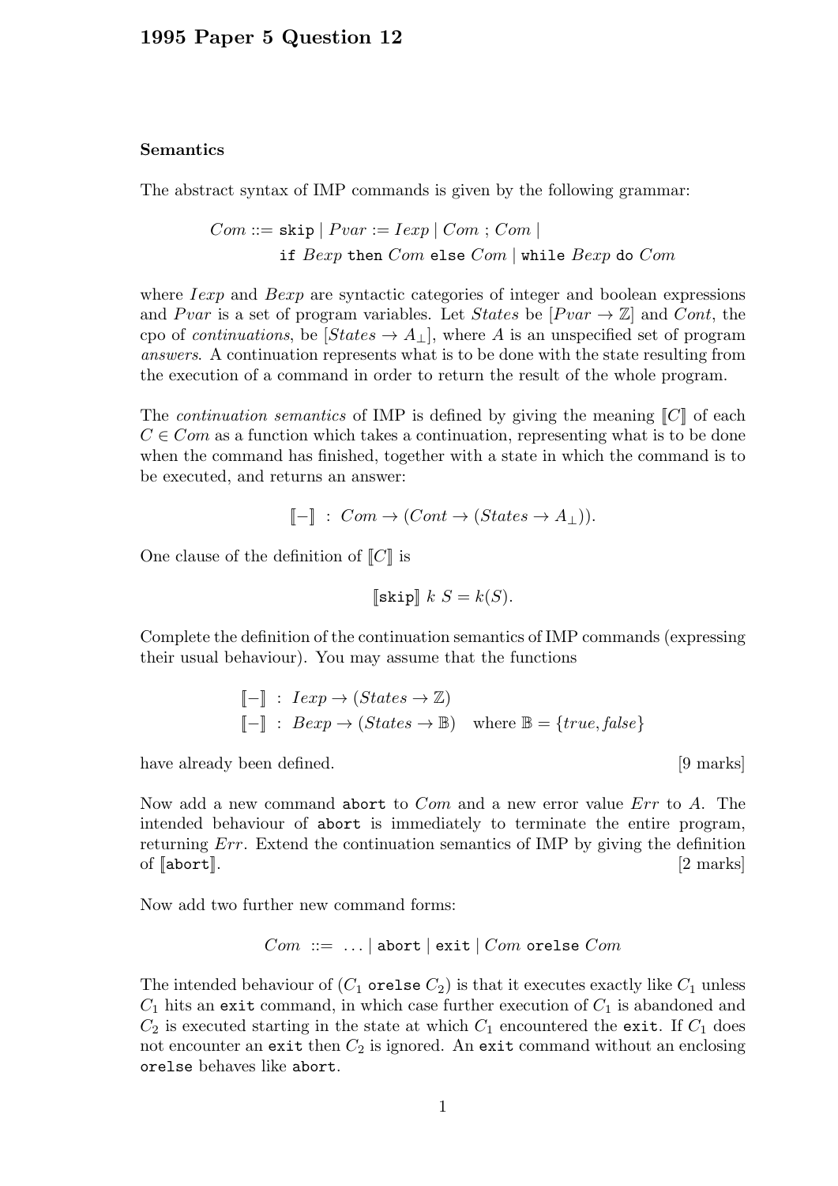# 1995 Paper 5 Question 12

**Semantics**

The abstract syntax of IMP commands is given by the following grammar:

$$\begin{array}{rl} Com ::= & \texttt{skip} \mid Pvar := Iexp \mid Com \; ; \; Com \mid \\ & \texttt{if } Bexp \texttt{ then } Com \texttt{ else } Com \mid \texttt{while } Bexp \texttt{ do } Com \end{array}$$

where *Iexp* and *Bexp* are syntactic categories of integer and boolean expressions and *Pvar* is a set of program variables. Let *States* be $[Pvar \to \mathbb{Z}]$ and *Cont*, the cpo of *continuations*, be $[States \to A_\perp]$, where $A$ is an unspecified set of program *answers*. A continuation represents what is to be done with the state resulting from the execution of a command in order to return the result of the whole program.

The *continuation semantics* of IMP is defined by giving the meaning $[\![C]\!]$ of each $C \in Com$ as a function which takes a continuation, representing what is to be done when the command has finished, together with a state in which the command is to be executed, and returns an answer:

$$[\![-]\!] \; : \; Com \to (Cont \to (States \to A_\perp)).$$

One clause of the definition of $[\![C]\!]$ is

$$[\![\texttt{skip}]\!] \; k \; S = k(S).$$

Complete the definition of the continuation semantics of IMP commands (expressing their usual behaviour). You may assume that the functions

$$\begin{array}{rl} [\![-]\!] \; : \; Iexp \to (States \to \mathbb{Z}) & \\ [\![-]\!] \; : \; Bexp \to (States \to \mathbb{B}) & \text{where } \mathbb{B} = \{true, false\} \end{array}$$

have already been defined. [9 marks]

Now add a new command `abort` to *Com* and a new error value *Err* to $A$. The intended behaviour of `abort` is immediately to terminate the entire program, returning *Err*. Extend the continuation semantics of IMP by giving the definition of $[\![\texttt{abort}]\!]$. [2 marks]

Now add two further new command forms:

$$Com \; ::= \; \ldots \mid \texttt{abort} \mid \texttt{exit} \mid Com \texttt{ orelse } Com$$

The intended behaviour of ($C_1$ `orelse` $C_2$) is that it executes exactly like $C_1$ unless $C_1$ hits an `exit` command, in which case further execution of $C_1$ is abandoned and $C_2$ is executed starting in the state at which $C_1$ encountered the `exit`. If $C_1$ does not encounter an `exit` then $C_2$ is ignored. An `exit` command without an enclosing `orelse` behaves like `abort`.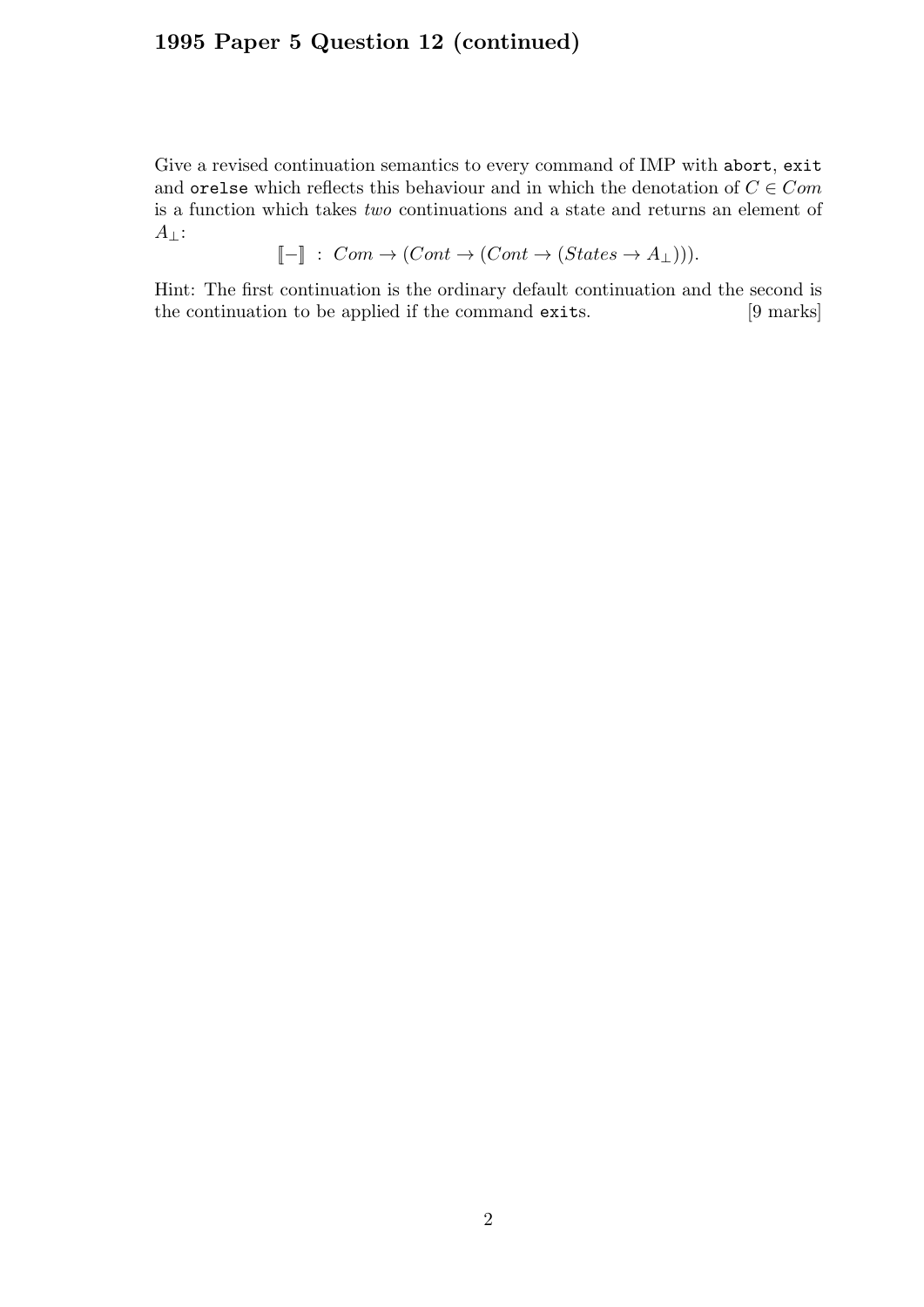## 1995 Paper 5 Question 12 (continued)

Give a revised continuation semantics to every command of IMP with `abort`, `exit` and `orelse` which reflects this behaviour and in which the denotation of $C \in Com$ is a function which takes *two* continuations and a state and returns an element of $A_\perp$:

$$[\![-]\!] \;:\; Com \rightarrow (Cont \rightarrow (Cont \rightarrow (States \rightarrow A_\perp))).$$

Hint: The first continuation is the ordinary default continuation and the second is the continuation to be applied if the command `exit`s. [9 marks]